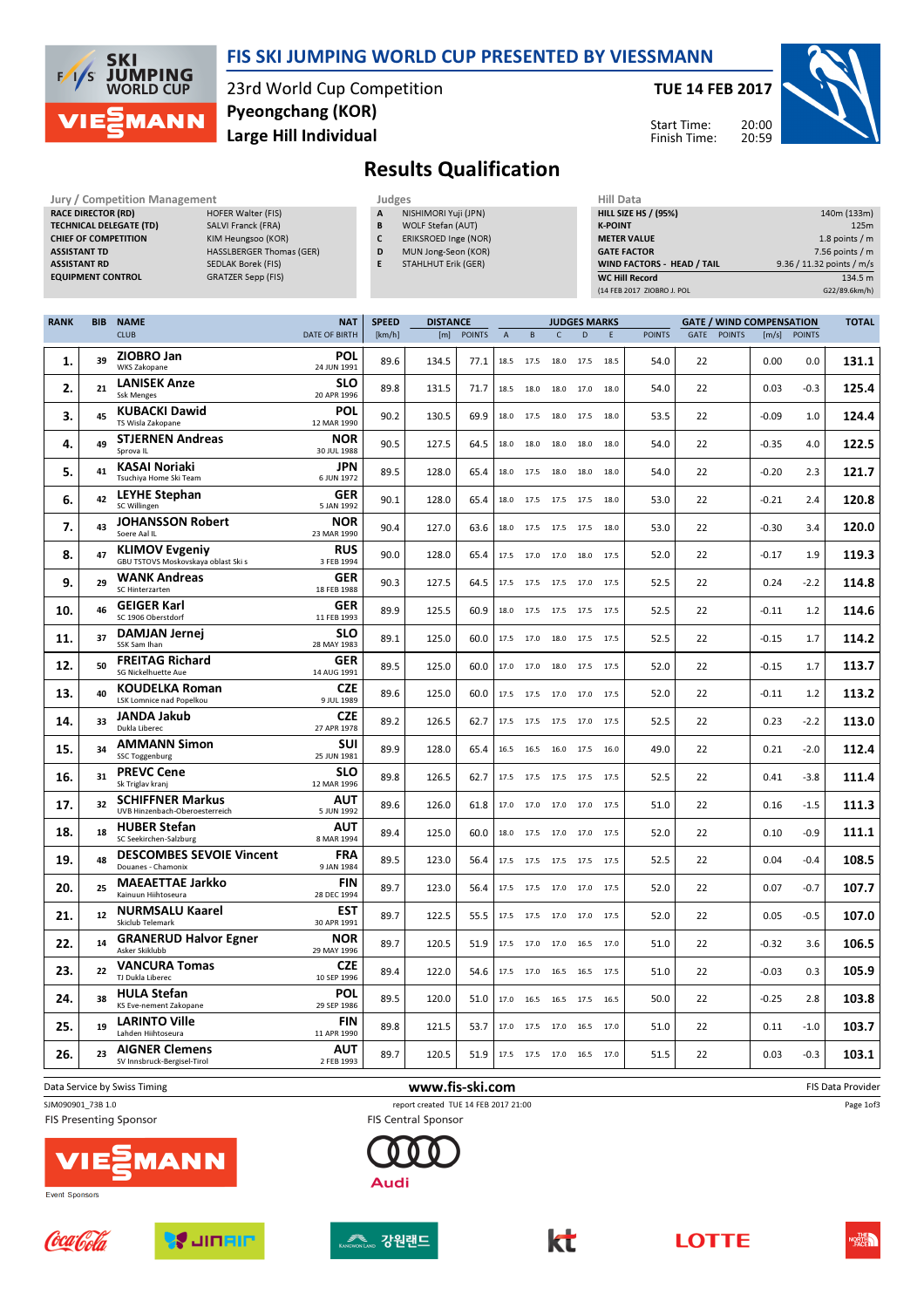# FIS SKI JUMPING WORLD CUP PRESENTED BY VIESSMANN

23rd World Cup Competition
Pyeongchang (KOR)
Large Hill Individual

TUE 14 FEB 2017

Start Time: 20:00
Finish Time: 20:59

## Results Qualification

| Jury / Competition Management | |
|---|---|
| RACE DIRECTOR (RD) | HOFER Walter (FIS) |
| TECHNICAL DELEGATE (TD) | SALVI Franck (FRA) |
| CHIEF OF COMPETITION | KIM Heungsoo (KOR) |
| ASSISTANT TD | HASSLBERGER Thomas (GER) |
| ASSISTANT RD | SEDLAK Borek (FIS) |
| EQUIPMENT CONTROL | GRATZER Sepp (FIS) |

| Judges | |
|---|---|
| A | NISHIMORI Yuji (JPN) |
| B | WOLF Stefan (AUT) |
| C | ERIKSROED Inge (NOR) |
| D | MUN Jong-Seon (KOR) |
| E | STAHLHUT Erik (GER) |

| Hill Data | |
|---|---|
| HILL SIZE HS / (95%) | 140m (133m) |
| K-POINT | 125m |
| METER VALUE | 1.8 points / m |
| GATE FACTOR | 7.56 points / m |
| WIND FACTORS - HEAD / TAIL | 9.36 / 11.32 points / m/s |
| WC Hill Record | 134.5 m |
| (14 FEB 2017 ZIOBRO J. POL | G22/89.6km/h) |

| RANK | BIB | NAME / CLUB | NAT / DATE OF BIRTH | SPEED [km/h] | DISTANCE [m] | DISTANCE POINTS | A | B | C | D | E | JUDGES POINTS | GATE | GATE POINTS | WIND [m/s] | WIND POINTS | TOTAL |
|---|---|---|---|---|---|---|---|---|---|---|---|---|---|---|---|---|---|
| 1. | 39 | ZIOBRO Jan / WKS Zakopane | POL / 24 JUN 1991 | 89.6 | 134.5 | 77.1 | 18.5 | 17.5 | 18.0 | 17.5 | 18.5 | 54.0 | 22 | | 0.00 | 0.0 | 131.1 |
| 2. | 21 | LANISEK Anze / Ssk Menges | SLO / 20 APR 1996 | 89.8 | 131.5 | 71.7 | 18.5 | 18.0 | 18.0 | 17.0 | 18.0 | 54.0 | 22 | | 0.03 | -0.3 | 125.4 |
| 3. | 45 | KUBACKI Dawid / TS Wisla Zakopane | POL / 12 MAR 1990 | 90.2 | 130.5 | 69.9 | 18.0 | 17.5 | 18.0 | 17.5 | 18.0 | 53.5 | 22 | | -0.09 | 1.0 | 124.4 |
| 4. | 49 | STJERNEN Andreas / Sprova IL | NOR / 30 JUL 1988 | 90.5 | 127.5 | 64.5 | 18.0 | 18.0 | 18.0 | 18.0 | 18.0 | 54.0 | 22 | | -0.35 | 4.0 | 122.5 |
| 5. | 41 | KASAI Noriaki / Tsuchiya Home Ski Team | JPN / 6 JUN 1972 | 89.5 | 128.0 | 65.4 | 18.0 | 17.5 | 18.0 | 18.0 | 18.0 | 54.0 | 22 | | -0.20 | 2.3 | 121.7 |
| 6. | 42 | LEYHE Stephan / SC Willingen | GER / 5 JAN 1992 | 90.1 | 128.0 | 65.4 | 18.0 | 17.5 | 17.5 | 17.5 | 18.0 | 53.0 | 22 | | -0.21 | 2.4 | 120.8 |
| 7. | 43 | JOHANSSON Robert / Soere Aal IL | NOR / 23 MAR 1990 | 90.4 | 127.0 | 63.6 | 18.0 | 17.5 | 17.5 | 17.5 | 18.0 | 53.0 | 22 | | -0.30 | 3.4 | 120.0 |
| 8. | 47 | KLIMOV Evgeniy / GBU TSTOVS Moskovskaya oblast Ski s | RUS / 3 FEB 1994 | 90.0 | 128.0 | 65.4 | 17.5 | 17.0 | 17.0 | 18.0 | 17.5 | 52.0 | 22 | | -0.17 | 1.9 | 119.3 |
| 9. | 29 | WANK Andreas / SC Hinterzarten | GER / 18 FEB 1988 | 90.3 | 127.5 | 64.5 | 17.5 | 17.5 | 17.5 | 17.0 | 17.5 | 52.5 | 22 | | 0.24 | -2.2 | 114.8 |
| 10. | 46 | GEIGER Karl / SC 1906 Oberstdorf | GER / 11 FEB 1993 | 89.9 | 125.5 | 60.9 | 18.0 | 17.5 | 17.5 | 17.5 | 17.5 | 52.5 | 22 | | -0.11 | 1.2 | 114.6 |
| 11. | 37 | DAMJAN Jernej / SSK Sam Ihan | SLO / 28 MAY 1983 | 89.1 | 125.0 | 60.0 | 17.5 | 17.0 | 18.0 | 17.5 | 17.5 | 52.5 | 22 | | -0.15 | 1.7 | 114.2 |
| 12. | 50 | FREITAG Richard / SG Nickelhuette Aue | GER / 14 AUG 1991 | 89.5 | 125.0 | 60.0 | 17.0 | 17.0 | 18.0 | 17.5 | 17.5 | 52.0 | 22 | | -0.15 | 1.7 | 113.7 |
| 13. | 40 | KOUDELKA Roman / LSK Lomnice nad Popelkou | CZE / 9 JUL 1989 | 89.6 | 125.0 | 60.0 | 17.5 | 17.5 | 17.0 | 17.0 | 17.5 | 52.0 | 22 | | -0.11 | 1.2 | 113.2 |
| 14. | 33 | JANDA Jakub / Dukla Liberec | CZE / 27 APR 1978 | 89.2 | 126.5 | 62.7 | 17.5 | 17.5 | 17.5 | 17.0 | 17.5 | 52.5 | 22 | | 0.23 | -2.2 | 113.0 |
| 15. | 34 | AMMANN Simon / SSC Toggenburg | SUI / 25 JUN 1981 | 89.9 | 128.0 | 65.4 | 16.5 | 16.5 | 16.0 | 17.5 | 16.0 | 49.0 | 22 | | 0.21 | -2.0 | 112.4 |
| 16. | 31 | PREVC Cene / Sk Triglav kranj | SLO / 12 MAR 1996 | 89.8 | 126.5 | 62.7 | 17.5 | 17.5 | 17.5 | 17.5 | 17.5 | 52.5 | 22 | | 0.41 | -3.8 | 111.4 |
| 17. | 32 | SCHIFFNER Markus / UVB Hinzenbach-Oberoesterreich | AUT / 5 JUN 1992 | 89.6 | 126.0 | 61.8 | 17.0 | 17.0 | 17.0 | 17.0 | 17.5 | 51.0 | 22 | | 0.16 | -1.5 | 111.3 |
| 18. | 18 | HUBER Stefan / SC Seekirchen-Salzburg | AUT / 8 MAR 1994 | 89.4 | 125.0 | 60.0 | 18.0 | 17.5 | 17.0 | 17.0 | 17.5 | 52.0 | 22 | | 0.10 | -0.9 | 111.1 |
| 19. | 48 | DESCOMBES SEVOIE Vincent / Douanes - Chamonix | FRA / 9 JAN 1984 | 89.5 | 123.0 | 56.4 | 17.5 | 17.5 | 17.5 | 17.5 | 17.5 | 52.5 | 22 | | 0.04 | -0.4 | 108.5 |
| 20. | 25 | MAEAETTAE Jarkko / Kainuun Hiihtoseura | FIN / 28 DEC 1994 | 89.7 | 123.0 | 56.4 | 17.5 | 17.5 | 17.0 | 17.0 | 17.5 | 52.0 | 22 | | 0.07 | -0.7 | 107.7 |
| 21. | 12 | NURMSALU Kaarel / Skiclub Telemark | EST / 30 APR 1991 | 89.7 | 122.5 | 55.5 | 17.5 | 17.5 | 17.0 | 17.0 | 17.5 | 52.0 | 22 | | 0.05 | -0.5 | 107.0 |
| 22. | 14 | GRANERUD Halvor Egner / Asker Skiklubb | NOR / 29 MAY 1996 | 89.7 | 120.5 | 51.9 | 17.5 | 17.0 | 17.0 | 16.5 | 17.0 | 51.0 | 22 | | -0.32 | 3.6 | 106.5 |
| 23. | 22 | VANCURA Tomas / TJ Dukla Liberec | CZE / 10 SEP 1996 | 89.4 | 122.0 | 54.6 | 17.5 | 17.0 | 16.5 | 16.5 | 17.5 | 51.0 | 22 | | -0.03 | 0.3 | 105.9 |
| 24. | 38 | HULA Stefan / KS Eve-nement Zakopane | POL / 29 SEP 1986 | 89.5 | 120.0 | 51.0 | 17.0 | 16.5 | 16.5 | 17.5 | 16.5 | 50.0 | 22 | | -0.25 | 2.8 | 103.8 |
| 25. | 19 | LARINTO Ville / Lahden Hiihtoseura | FIN / 11 APR 1990 | 89.8 | 121.5 | 53.7 | 17.0 | 17.5 | 17.0 | 16.5 | 17.0 | 51.0 | 22 | | 0.11 | -1.0 | 103.7 |
| 26. | 23 | AIGNER Clemens / SV Innsbruck-Bergisel-Tirol | AUT / 2 FEB 1993 | 89.7 | 120.5 | 51.9 | 17.5 | 17.5 | 17.0 | 16.5 | 17.0 | 51.5 | 22 | | 0.03 | -0.3 | 103.1 |

Data Service by Swiss Timing | www.fis-ski.com | FIS Data Provider

SJM090901_73B 1.0 | report created TUE 14 FEB 2017 21:00

FIS Presenting Sponsor: VIESSMANN | FIS Central Sponsor: Audi

Event Sponsors: Coca-Cola, JINAIR, 강원랜드, kt, LOTTE, THE NORTH FACE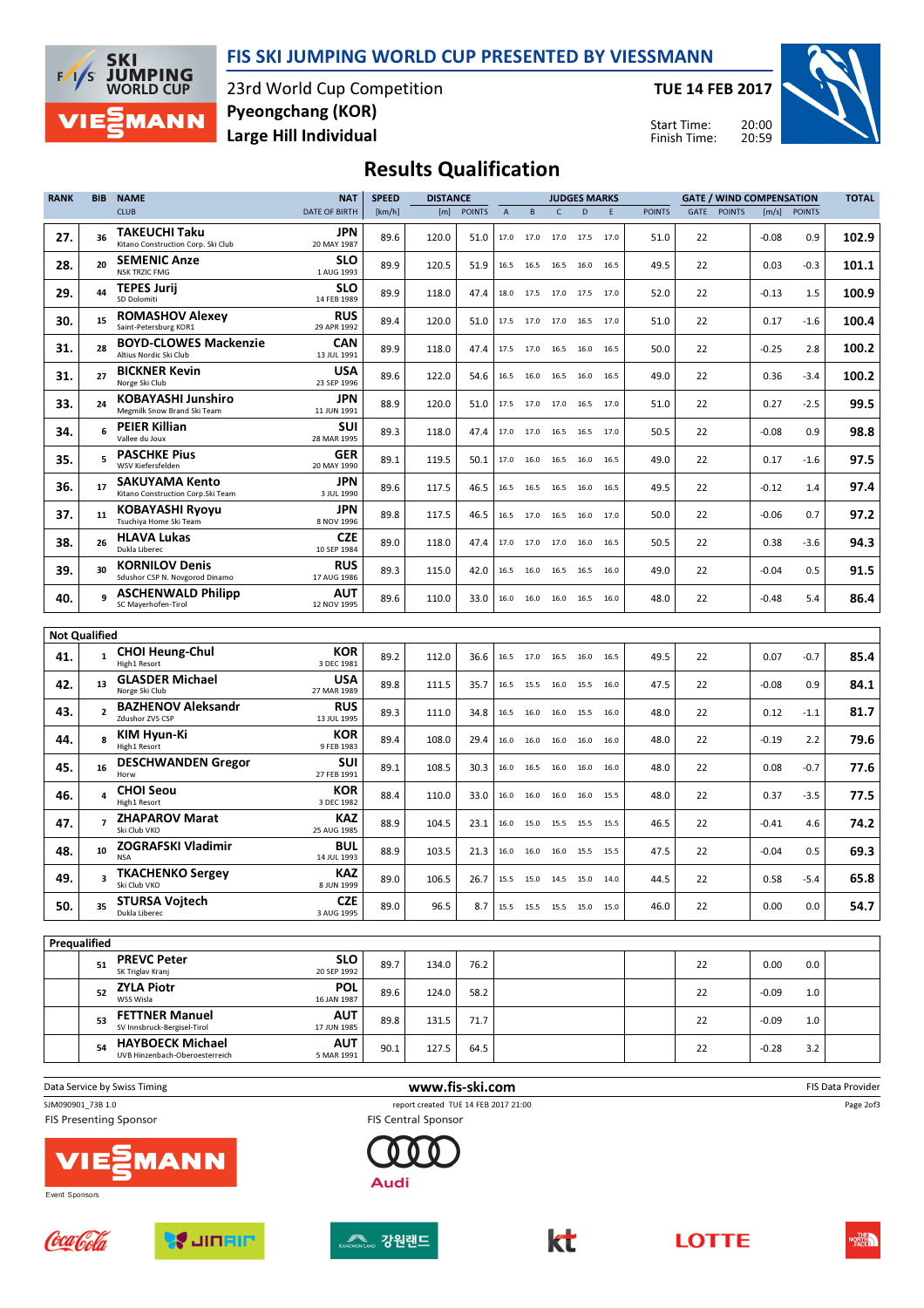# FIS SKI JUMPING WORLD CUP PRESENTED BY VIESSMANN

23rd World Cup Competition
Pyeongchang (KOR)
Large Hill Individual

**TUE 14 FEB 2017**

Start Time: 20:00
Finish Time: 20:59

## Results Qualification

| RANK | BIB | NAME / CLUB | NAT / DATE OF BIRTH | SPEED [km/h] | DISTANCE [m] | DISTANCE POINTS | A | B | C | D | E | JUDGES POINTS | GATE | GATE POINTS | WIND [m/s] | WIND POINTS | TOTAL |
|---|---|---|---|---|---|---|---|---|---|---|---|---|---|---|---|---|---|
| 27. | 36 | **TAKEUCHI Taku** Kitano Construction Corp. Ski Club | JPN 20 MAY 1987 | 89.6 | 120.0 | 51.0 | 17.0 | 17.0 | 17.0 | 17.5 | 17.0 | 51.0 | 22 | | -0.08 | 0.9 | 102.9 |
| 28. | 20 | **SEMENIC Anze** NSK TRZIC FMG | SLO 1 AUG 1993 | 89.9 | 120.5 | 51.9 | 16.5 | 16.5 | 16.5 | 16.0 | 16.5 | 49.5 | 22 | | 0.03 | -0.3 | 101.1 |
| 29. | 44 | **TEPES Jurij** SD Dolomiti | SLO 14 FEB 1989 | 89.9 | 118.0 | 47.4 | 18.0 | 17.5 | 17.0 | 17.5 | 17.0 | 52.0 | 22 | | -0.13 | 1.5 | 100.9 |
| 30. | 15 | **ROMASHOV Alexey** Saint-Petersburg KOR1 | RUS 29 APR 1992 | 89.4 | 120.0 | 51.0 | 17.5 | 17.0 | 17.0 | 16.5 | 17.0 | 51.0 | 22 | | 0.17 | -1.6 | 100.4 |
| 31. | 28 | **BOYD-CLOWES Mackenzie** Altius Nordic Ski Club | CAN 13 JUL 1991 | 89.9 | 118.0 | 47.4 | 17.5 | 17.0 | 16.5 | 16.0 | 16.5 | 50.0 | 22 | | -0.25 | 2.8 | 100.2 |
| 31. | 27 | **BICKNER Kevin** Norge Ski Club | USA 23 SEP 1996 | 89.6 | 122.0 | 54.6 | 16.5 | 16.0 | 16.5 | 16.0 | 16.5 | 49.0 | 22 | | 0.36 | -3.4 | 100.2 |
| 33. | 24 | **KOBAYASHI Junshiro** Megmilk Snow Brand Ski Team | JPN 11 JUN 1991 | 88.9 | 120.0 | 51.0 | 17.5 | 17.0 | 17.0 | 16.5 | 17.0 | 51.0 | 22 | | 0.27 | -2.5 | 99.5 |
| 34. | 6 | **PEIER Killian** Vallee du Joux | SUI 28 MAR 1995 | 89.3 | 118.0 | 47.4 | 17.0 | 17.0 | 16.5 | 16.5 | 17.0 | 50.5 | 22 | | -0.08 | 0.9 | 98.8 |
| 35. | 5 | **PASCHKE Pius** WSV Kiefersfelden | GER 20 MAY 1990 | 89.1 | 119.5 | 50.1 | 17.0 | 16.0 | 16.5 | 16.0 | 16.5 | 49.0 | 22 | | 0.17 | -1.6 | 97.5 |
| 36. | 17 | **SAKUYAMA Kento** Kitano Construction Corp.Ski Team | JPN 3 JUL 1990 | 89.6 | 117.5 | 46.5 | 16.5 | 16.5 | 16.5 | 16.0 | 16.5 | 49.5 | 22 | | -0.12 | 1.4 | 97.4 |
| 37. | 11 | **KOBAYASHI Ryoyu** Tsuchiya Home Ski Team | JPN 8 NOV 1996 | 89.8 | 117.5 | 46.5 | 16.5 | 17.0 | 16.5 | 16.0 | 17.0 | 50.0 | 22 | | -0.06 | 0.7 | 97.2 |
| 38. | 26 | **HLAVA Lukas** Dukla Liberec | CZE 10 SEP 1984 | 89.0 | 118.0 | 47.4 | 17.0 | 17.0 | 17.0 | 16.0 | 16.5 | 50.5 | 22 | | 0.38 | -3.6 | 94.3 |
| 39. | 30 | **KORNILOV Denis** Sdushor CSP N. Novgorod Dinamo | RUS 17 AUG 1986 | 89.3 | 115.0 | 42.0 | 16.5 | 16.0 | 16.5 | 16.5 | 16.0 | 49.0 | 22 | | -0.04 | 0.5 | 91.5 |
| 40. | 9 | **ASCHENWALD Philipp** SC Mayerhofen-Tirol | AUT 12 NOV 1995 | 89.6 | 110.0 | 33.0 | 16.0 | 16.0 | 16.0 | 16.5 | 16.0 | 48.0 | 22 | | -0.48 | 5.4 | 86.4 |
| **Not Qualified** | | | | | | | | | | | | | | | | | |
| 41. | 1 | **CHOI Heung-Chul** High1 Resort | KOR 3 DEC 1981 | 89.2 | 112.0 | 36.6 | 16.5 | 17.0 | 16.5 | 16.0 | 16.5 | 49.5 | 22 | | 0.07 | -0.7 | 85.4 |
| 42. | 13 | **GLASDER Michael** Norge Ski Club | USA 27 MAR 1989 | 89.8 | 111.5 | 35.7 | 16.5 | 15.5 | 16.0 | 15.5 | 16.0 | 47.5 | 22 | | -0.08 | 0.9 | 84.1 |
| 43. | 2 | **BAZHENOV Aleksandr** Zdushor ZVS CSP | RUS 13 JUL 1995 | 89.3 | 111.0 | 34.8 | 16.5 | 16.0 | 16.0 | 15.5 | 16.0 | 48.0 | 22 | | 0.12 | -1.1 | 81.7 |
| 44. | 8 | **KIM Hyun-Ki** High1 Resort | KOR 9 FEB 1983 | 89.4 | 108.0 | 29.4 | 16.0 | 16.0 | 16.0 | 16.0 | 16.0 | 48.0 | 22 | | -0.19 | 2.2 | 79.6 |
| 45. | 16 | **DESCHWANDEN Gregor** Horw | SUI 27 FEB 1991 | 89.1 | 108.5 | 30.3 | 16.0 | 16.5 | 16.0 | 16.0 | 16.0 | 48.0 | 22 | | 0.08 | -0.7 | 77.6 |
| 46. | 4 | **CHOI Seou** High1 Resort | KOR 3 DEC 1982 | 88.4 | 110.0 | 33.0 | 16.0 | 16.0 | 16.0 | 16.0 | 15.5 | 48.0 | 22 | | 0.37 | -3.5 | 77.5 |
| 47. | 7 | **ZHAPAROV Marat** Ski Club VKO | KAZ 25 AUG 1985 | 88.9 | 104.5 | 23.1 | 16.0 | 15.0 | 15.5 | 15.5 | 15.5 | 46.5 | 22 | | -0.41 | 4.6 | 74.2 |
| 48. | 10 | **ZOGRAFSKI Vladimir** NSA | BUL 14 JUL 1993 | 88.9 | 103.5 | 21.3 | 16.0 | 16.0 | 16.0 | 15.5 | 15.5 | 47.5 | 22 | | -0.04 | 0.5 | 69.3 |
| 49. | 3 | **TKACHENKO Sergey** Ski Club VKO | KAZ 8 JUN 1999 | 89.0 | 106.5 | 26.7 | 15.5 | 15.0 | 14.5 | 15.0 | 14.0 | 44.5 | 22 | | 0.58 | -5.4 | 65.8 |
| 50. | 35 | **STURSA Vojtech** Dukla Liberec | CZE 3 AUG 1995 | 89.0 | 96.5 | 8.7 | 15.5 | 15.5 | 15.5 | 15.0 | 15.0 | 46.0 | 22 | | 0.00 | 0.0 | 54.7 |
| **Prequalified** | | | | | | | | | | | | | | | | | |
| | 51 | **PREVC Peter** SK Triglav Kranj | SLO 20 SEP 1992 | 89.7 | 134.0 | 76.2 | | | | | | | 22 | | 0.00 | 0.0 | |
| | 52 | **ZYLA Piotr** WSS Wisla | POL 16 JAN 1987 | 89.6 | 124.0 | 58.2 | | | | | | | 22 | | -0.09 | 1.0 | |
| | 53 | **FETTNER Manuel** SV Innsbruck-Bergisel-Tirol | AUT 17 JUN 1985 | 89.8 | 131.5 | 71.7 | | | | | | | 22 | | -0.09 | 1.0 | |
| | 54 | **HAYBOECK Michael** UVB Hinzenbach-Oberoesterreich | AUT 5 MAR 1991 | 90.1 | 127.5 | 64.5 | | | | | | | 22 | | -0.28 | 3.2 | |

Data Service by Swiss Timing | www.fis-ski.com | FIS Data Provider

SJM090901_73B 1.0 — report created TUE 14 FEB 2017 21:00

FIS Presenting Sponsor: VIESSMANN — FIS Central Sponsor: Audi

Event Sponsors: Coca-Cola, JINAIR, 강원랜드, kt, LOTTE, The North Face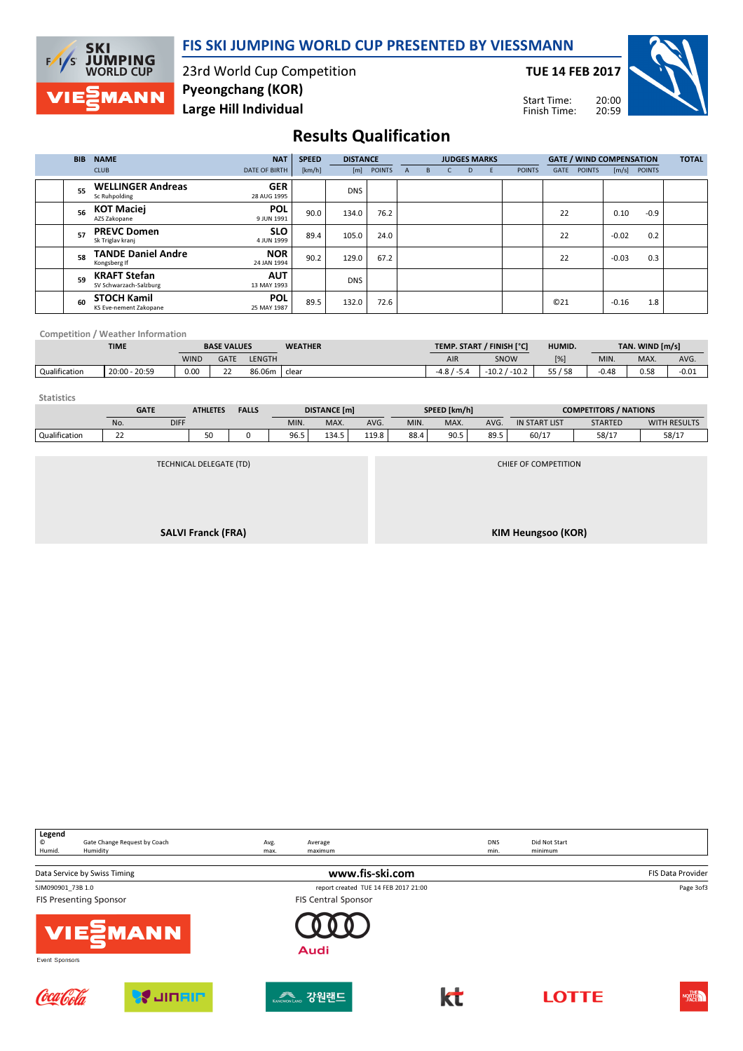# FIS SKI JUMPING WORLD CUP PRESENTED BY VIESSMANN

23rd World Cup Competition
**Pyeongchang (KOR)**
**Large Hill Individual**

**TUE 14 FEB 2017**

Start Time: 20:00
Finish Time: 20:59

## Results Qualification

| BIB | NAME / CLUB | NAT / DATE OF BIRTH | SPEED [km/h] | DISTANCE [m] | DISTANCE POINTS | A | B | C | D | E | JUDGES POINTS | GATE | GATE POINTS | WIND [m/s] | WIND POINTS | TOTAL |
|---|---|---|---|---|---|---|---|---|---|---|---|---|---|---|---|---|
| 55 | **WELLINGER Andreas** Sc Ruhpolding | **GER** 28 AUG 1995 | | DNS | | | | | | | | | | | | |
| 56 | **KOT Maciej** AZS Zakopane | **POL** 9 JUN 1991 | 90.0 | 134.0 | 76.2 | | | | | | | 22 | | 0.10 | -0.9 | |
| 57 | **PREVC Domen** Sk Triglav kranj | **SLO** 4 JUN 1999 | 89.4 | 105.0 | 24.0 | | | | | | | 22 | | -0.02 | 0.2 | |
| 58 | **TANDE Daniel Andre** Kongsberg If | **NOR** 24 JAN 1994 | 90.2 | 129.0 | 67.2 | | | | | | | 22 | | -0.03 | 0.3 | |
| 59 | **KRAFT Stefan** SV Schwarzach-Salzburg | **AUT** 13 MAY 1993 | | DNS | | | | | | | | | | | | |
| 60 | **STOCH Kamil** KS Eve-nement Zakopane | **POL** 25 MAY 1987 | 89.5 | 132.0 | 72.6 | | | | | | | ©21 | | -0.16 | 1.8 | |

### Competition / Weather Information

| | TIME | BASE VALUES WIND | GATE | LENGTH | WEATHER | TEMP. START / FINISH [°C] AIR | SNOW | HUMID. [%] | TAN. WIND [m/s] MIN. | MAX. | AVG. |
|---|---|---|---|---|---|---|---|---|---|---|---|
| Qualification | 20:00 - 20:59 | 0.00 | 22 | 86.06m | clear | -4.8 / -5.4 | -10.2 / -10.2 | 55 / 58 | -0.48 | 0.58 | -0.01 |

### Statistics

| | GATE No. | DIFF | ATHLETES | FALLS | DISTANCE [m] MIN. | MAX. | AVG. | SPEED [km/h] MIN. | MAX. | AVG. | COMPETITORS / NATIONS IN START LIST | STARTED | WITH RESULTS |
|---|---|---|---|---|---|---|---|---|---|---|---|---|---|
| Qualification | 22 | | 50 | 0 | 96.5 | 134.5 | 119.8 | 88.4 | 90.5 | 89.5 | 60/17 | 58/17 | 58/17 |

TECHNICAL DELEGATE (TD)

**SALVI Franck (FRA)**

CHIEF OF COMPETITION

**KIM Heungsoo (KOR)**

**Legend**

| | | | | | |
|---|---|---|---|---|---|
| © | Gate Change Request by Coach | Avg. | Average | DNS | Did Not Start |
| Humid. | Humidity | max. | maximum | min. | minimum |

Data Service by Swiss Timing — www.fis-ski.com — FIS Data Provider

SJM090901_73B 1.0 — report created TUE 14 FEB 2017 21:00

FIS Presenting Sponsor — FIS Central Sponsor

Event Sponsors